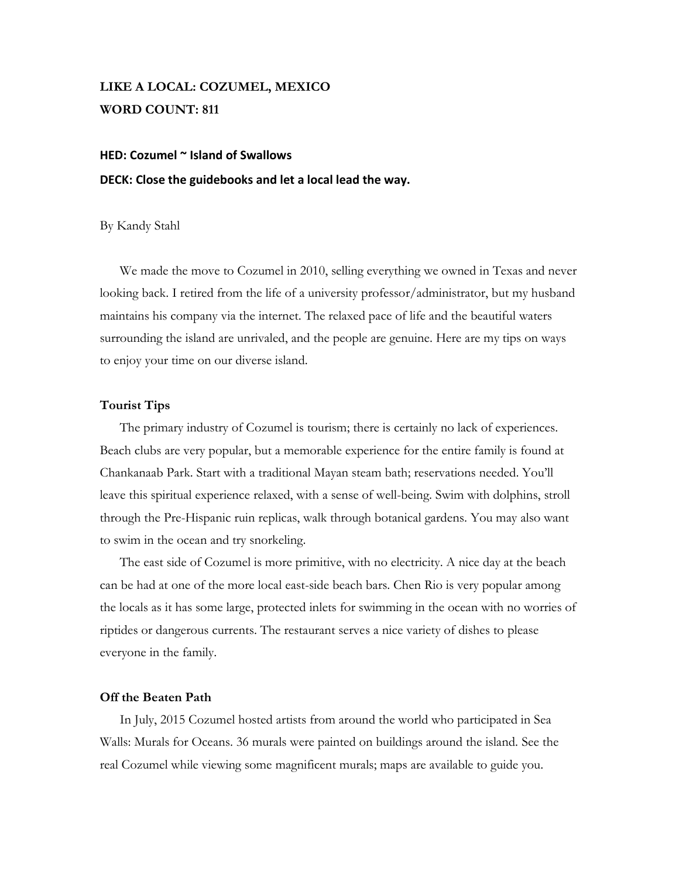**LIKE A LOCAL: COZUMEL, MEXICO**
**WORD COUNT: 811**

**HED: Cozumel ~ Island of Swallows**
**DECK: Close the guidebooks and let a local lead the way.**

By Kandy Stahl

We made the move to Cozumel in 2010, selling everything we owned in Texas and never looking back. I retired from the life of a university professor/administrator, but my husband maintains his company via the internet. The relaxed pace of life and the beautiful waters surrounding the island are unrivaled, and the people are genuine. Here are my tips on ways to enjoy your time on our diverse island.

### Tourist Tips

The primary industry of Cozumel is tourism; there is certainly no lack of experiences. Beach clubs are very popular, but a memorable experience for the entire family is found at Chankanaab Park. Start with a traditional Mayan steam bath; reservations needed. You'll leave this spiritual experience relaxed, with a sense of well-being. Swim with dolphins, stroll through the Pre-Hispanic ruin replicas, walk through botanical gardens. You may also want to swim in the ocean and try snorkeling.

The east side of Cozumel is more primitive, with no electricity. A nice day at the beach can be had at one of the more local east-side beach bars. Chen Rio is very popular among the locals as it has some large, protected inlets for swimming in the ocean with no worries of riptides or dangerous currents. The restaurant serves a nice variety of dishes to please everyone in the family.

### Off the Beaten Path

In July, 2015 Cozumel hosted artists from around the world who participated in Sea Walls: Murals for Oceans. 36 murals were painted on buildings around the island. See the real Cozumel while viewing some magnificent murals; maps are available to guide you.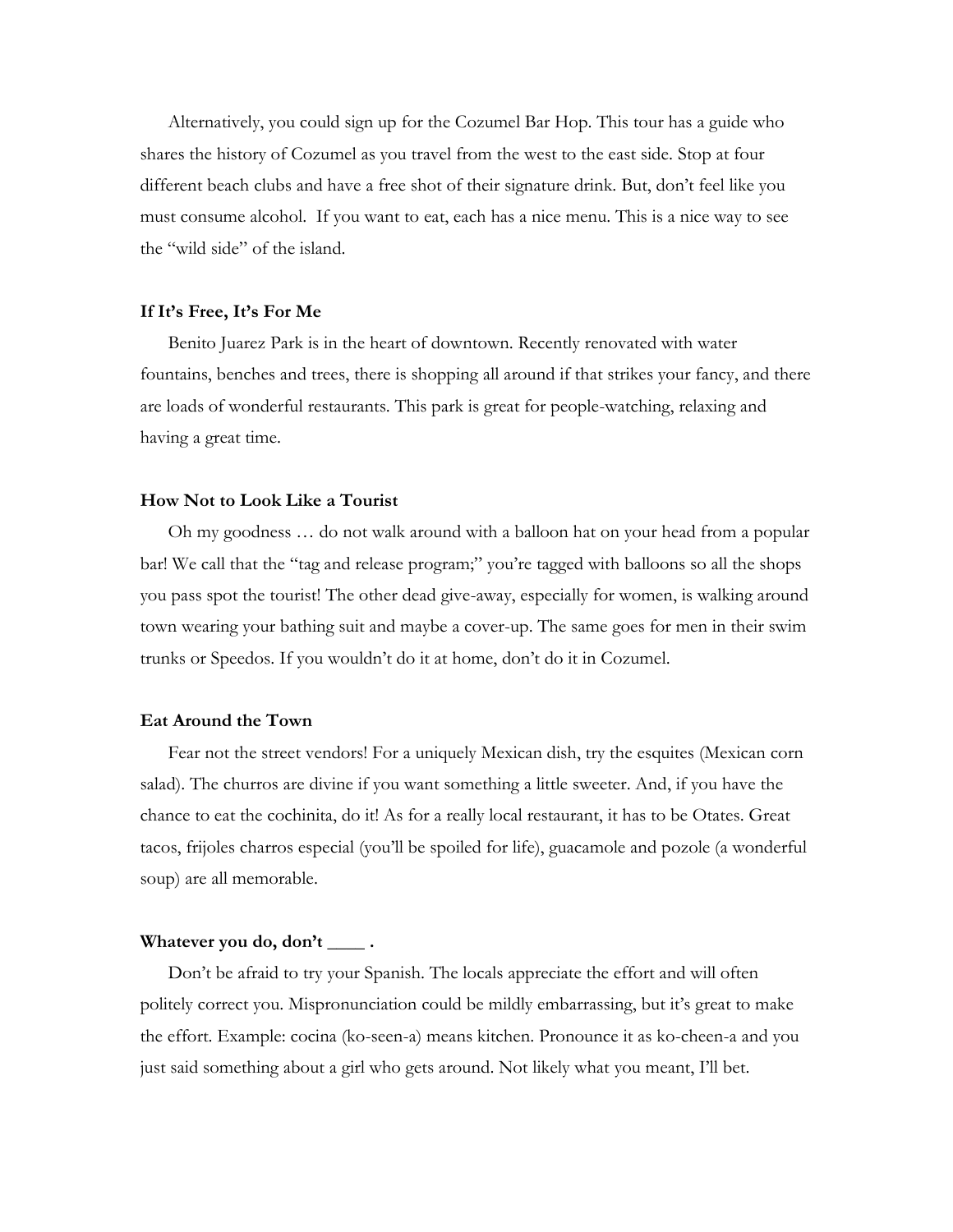Alternatively, you could sign up for the Cozumel Bar Hop. This tour has a guide who shares the history of Cozumel as you travel from the west to the east side. Stop at four different beach clubs and have a free shot of their signature drink. But, don't feel like you must consume alcohol. If you want to eat, each has a nice menu. This is a nice way to see the "wild side" of the island.

**If It's Free, It's For Me**

Benito Juarez Park is in the heart of downtown. Recently renovated with water fountains, benches and trees, there is shopping all around if that strikes your fancy, and there are loads of wonderful restaurants. This park is great for people-watching, relaxing and having a great time.

**How Not to Look Like a Tourist**

Oh my goodness … do not walk around with a balloon hat on your head from a popular bar! We call that the "tag and release program;" you're tagged with balloons so all the shops you pass spot the tourist! The other dead give-away, especially for women, is walking around town wearing your bathing suit and maybe a cover-up. The same goes for men in their swim trunks or Speedos. If you wouldn't do it at home, don't do it in Cozumel.

**Eat Around the Town**

Fear not the street vendors! For a uniquely Mexican dish, try the esquites (Mexican corn salad). The churros are divine if you want something a little sweeter. And, if you have the chance to eat the cochinita, do it! As for a really local restaurant, it has to be Otates. Great tacos, frijoles charros especial (you'll be spoiled for life), guacamole and pozole (a wonderful soup) are all memorable.

**Whatever you do, don't ____ .**

Don't be afraid to try your Spanish. The locals appreciate the effort and will often politely correct you. Mispronunciation could be mildly embarrassing, but it's great to make the effort. Example: cocina (ko-seen-a) means kitchen. Pronounce it as ko-cheen-a and you just said something about a girl who gets around. Not likely what you meant, I'll bet.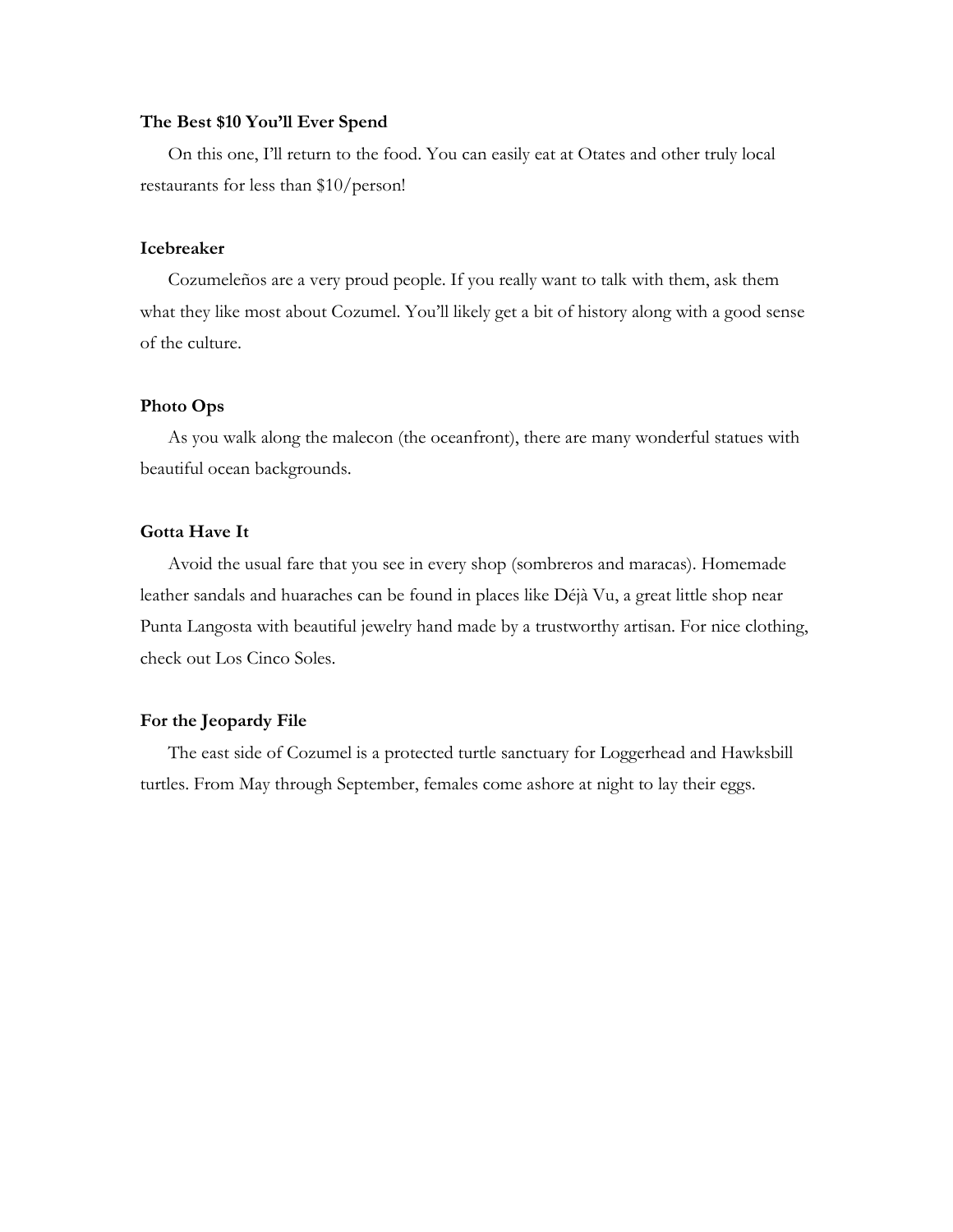**The Best $10 You'll Ever Spend**

On this one, I'll return to the food. You can easily eat at Otates and other truly local restaurants for less than $10/person!

**Icebreaker**

Cozumeleños are a very proud people. If you really want to talk with them, ask them what they like most about Cozumel. You'll likely get a bit of history along with a good sense of the culture.

**Photo Ops**

As you walk along the malecon (the oceanfront), there are many wonderful statues with beautiful ocean backgrounds.

**Gotta Have It**

Avoid the usual fare that you see in every shop (sombreros and maracas). Homemade leather sandals and huaraches can be found in places like Déjà Vu, a great little shop near Punta Langosta with beautiful jewelry hand made by a trustworthy artisan. For nice clothing, check out Los Cinco Soles.

**For the Jeopardy File**

The east side of Cozumel is a protected turtle sanctuary for Loggerhead and Hawksbill turtles. From May through September, females come ashore at night to lay their eggs.